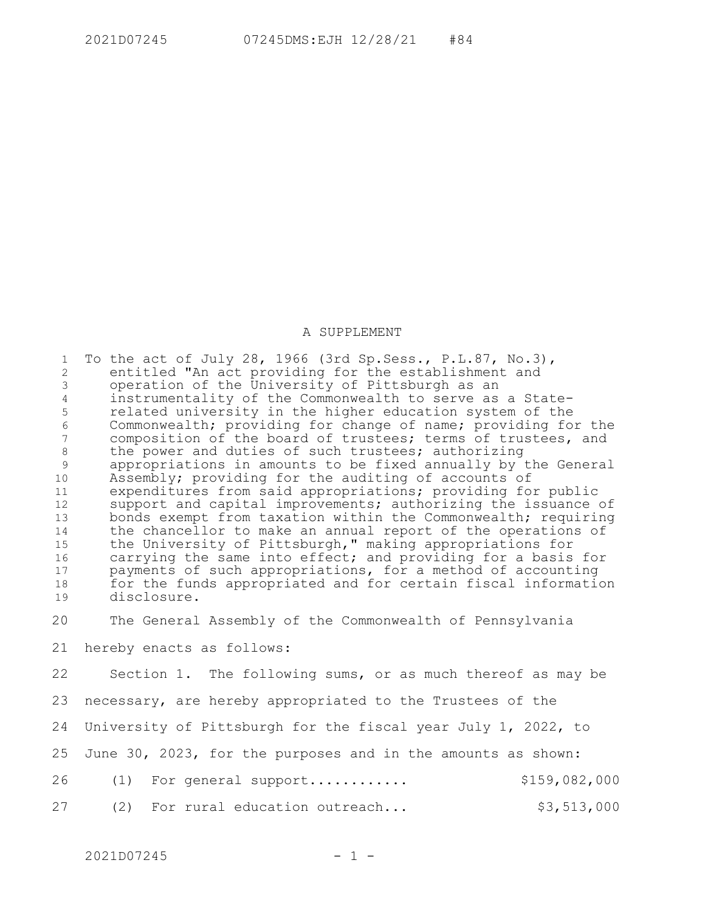# A SUPPLEMENT

To the act of July 28, 1966 (3rd Sp.Sess., P.L.87, No.3), entitled "An act providing for the establishment and operation of the University of Pittsburgh as an instrumentality of the Commonwealth to serve as a State-related university in the higher education system of the Commonwealth; providing for change of name; providing for the composition of the board of trustees; terms of trustees, and the power and duties of such trustees; authorizing appropriations in amounts to be fixed annually by the General Assembly; providing for the auditing of accounts of expenditures from said appropriations; providing for public support and capital improvements; authorizing the issuance of bonds exempt from taxation within the Commonwealth; requiring the chancellor to make an annual report of the operations of the University of Pittsburgh," making appropriations for carrying the same into effect; and providing for a basis for payments of such appropriations, for a method of accounting for the funds appropriated and for certain fiscal information disclosure.

The General Assembly of the Commonwealth of Pennsylvania hereby enacts as follows:

Section 1. The following sums, or as much thereof as may be necessary, are hereby appropriated to the Trustees of the University of Pittsburgh for the fiscal year July 1, 2022, to June 30, 2023, for the purposes and in the amounts as shown:

(1) For general support........... $159,082,000

(2) For rural education outreach... $3,513,000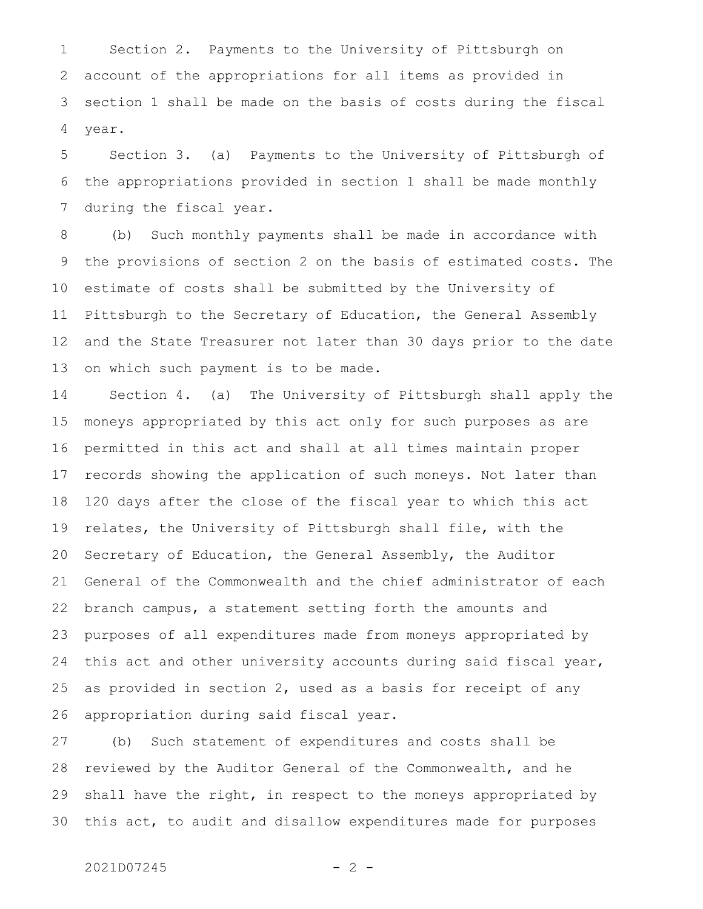Section 2. Payments to the University of Pittsburgh on account of the appropriations for all items as provided in section 1 shall be made on the basis of costs during the fiscal year.

Section 3. (a) Payments to the University of Pittsburgh of the appropriations provided in section 1 shall be made monthly during the fiscal year.

(b) Such monthly payments shall be made in accordance with the provisions of section 2 on the basis of estimated costs. The estimate of costs shall be submitted by the University of Pittsburgh to the Secretary of Education, the General Assembly and the State Treasurer not later than 30 days prior to the date on which such payment is to be made.

Section 4. (a) The University of Pittsburgh shall apply the moneys appropriated by this act only for such purposes as are permitted in this act and shall at all times maintain proper records showing the application of such moneys. Not later than 120 days after the close of the fiscal year to which this act relates, the University of Pittsburgh shall file, with the Secretary of Education, the General Assembly, the Auditor General of the Commonwealth and the chief administrator of each branch campus, a statement setting forth the amounts and purposes of all expenditures made from moneys appropriated by this act and other university accounts during said fiscal year, as provided in section 2, used as a basis for receipt of any appropriation during said fiscal year.

(b) Such statement of expenditures and costs shall be reviewed by the Auditor General of the Commonwealth, and he shall have the right, in respect to the moneys appropriated by this act, to audit and disallow expenditures made for purposes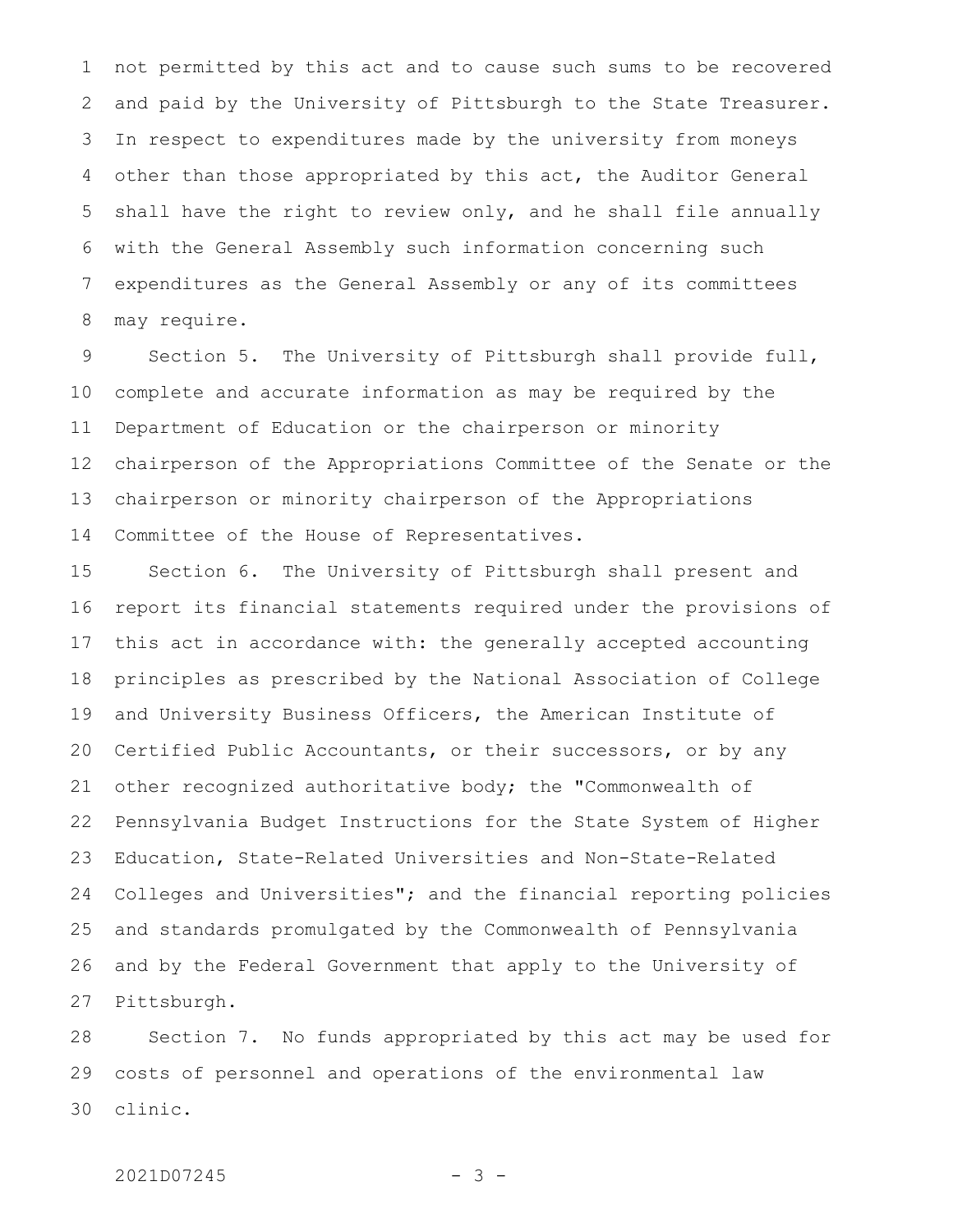not permitted by this act and to cause such sums to be recovered and paid by the University of Pittsburgh to the State Treasurer. In respect to expenditures made by the university from moneys other than those appropriated by this act, the Auditor General shall have the right to review only, and he shall file annually with the General Assembly such information concerning such expenditures as the General Assembly or any of its committees may require.

Section 5. The University of Pittsburgh shall provide full, complete and accurate information as may be required by the Department of Education or the chairperson or minority chairperson of the Appropriations Committee of the Senate or the chairperson or minority chairperson of the Appropriations Committee of the House of Representatives.

Section 6. The University of Pittsburgh shall present and report its financial statements required under the provisions of this act in accordance with: the generally accepted accounting principles as prescribed by the National Association of College and University Business Officers, the American Institute of Certified Public Accountants, or their successors, or by any other recognized authoritative body; the "Commonwealth of Pennsylvania Budget Instructions for the State System of Higher Education, State-Related Universities and Non-State-Related Colleges and Universities"; and the financial reporting policies and standards promulgated by the Commonwealth of Pennsylvania and by the Federal Government that apply to the University of Pittsburgh.

Section 7. No funds appropriated by this act may be used for costs of personnel and operations of the environmental law clinic.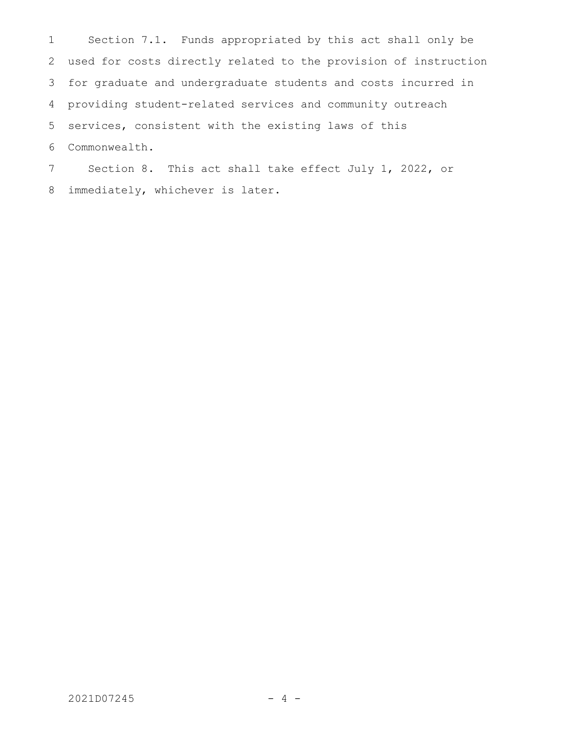Section 7.1. Funds appropriated by this act shall only be used for costs directly related to the provision of instruction for graduate and undergraduate students and costs incurred in providing student-related services and community outreach services, consistent with the existing laws of this Commonwealth.

Section 8. This act shall take effect July 1, 2022, or immediately, whichever is later.